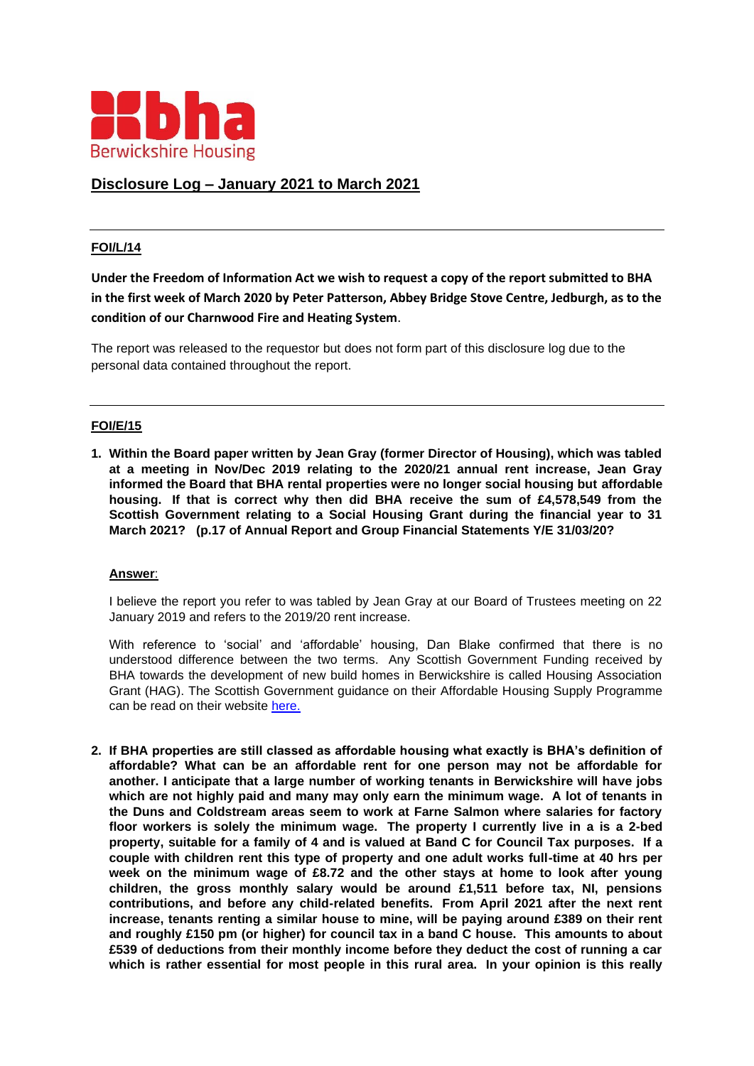# Disclosure Log – January 2021 to March 2021

---

## FOI/L/14

**Under the Freedom of Information Act we wish to request a copy of the report submitted to BHA in the first week of March 2020 by Peter Patterson, Abbey Bridge Stove Centre, Jedburgh, as to the condition of our Charnwood Fire and Heating System**.

The report was released to the requestor but does not form part of this disclosure log due to the personal data contained throughout the report.

---

## FOI/E/15

1. **Within the Board paper written by Jean Gray (former Director of Housing), which was tabled at a meeting in Nov/Dec 2019 relating to the 2020/21 annual rent increase, Jean Gray informed the Board that BHA rental properties were no longer social housing but affordable housing. If that is correct why then did BHA receive the sum of £4,578,549 from the Scottish Government relating to a Social Housing Grant during the financial year to 31 March 2021? (p.17 of Annual Report and Group Financial Statements Y/E 31/03/20?**

   **Answer**:

   I believe the report you refer to was tabled by Jean Gray at our Board of Trustees meeting on 22 January 2019 and refers to the 2019/20 rent increase.

   With reference to 'social' and 'affordable' housing, Dan Blake confirmed that there is no understood difference between the two terms. Any Scottish Government Funding received by BHA towards the development of new build homes in Berwickshire is called Housing Association Grant (HAG). The Scottish Government guidance on their Affordable Housing Supply Programme can be read on their website here.

2. **If BHA properties are still classed as affordable housing what exactly is BHA's definition of affordable? What can be an affordable rent for one person may not be affordable for another. I anticipate that a large number of working tenants in Berwickshire will have jobs which are not highly paid and many may only earn the minimum wage. A lot of tenants in the Duns and Coldstream areas seem to work at Farne Salmon where salaries for factory floor workers is solely the minimum wage. The property I currently live in a is a 2-bed property, suitable for a family of 4 and is valued at Band C for Council Tax purposes. If a couple with children rent this type of property and one adult works full-time at 40 hrs per week on the minimum wage of £8.72 and the other stays at home to look after young children, the gross monthly salary would be around £1,511 before tax, NI, pensions contributions, and before any child-related benefits. From April 2021 after the next rent increase, tenants renting a similar house to mine, will be paying around £389 on their rent and roughly £150 pm (or higher) for council tax in a band C house. This amounts to about £539 of deductions from their monthly income before they deduct the cost of running a car which is rather essential for most people in this rural area. In your opinion is this really**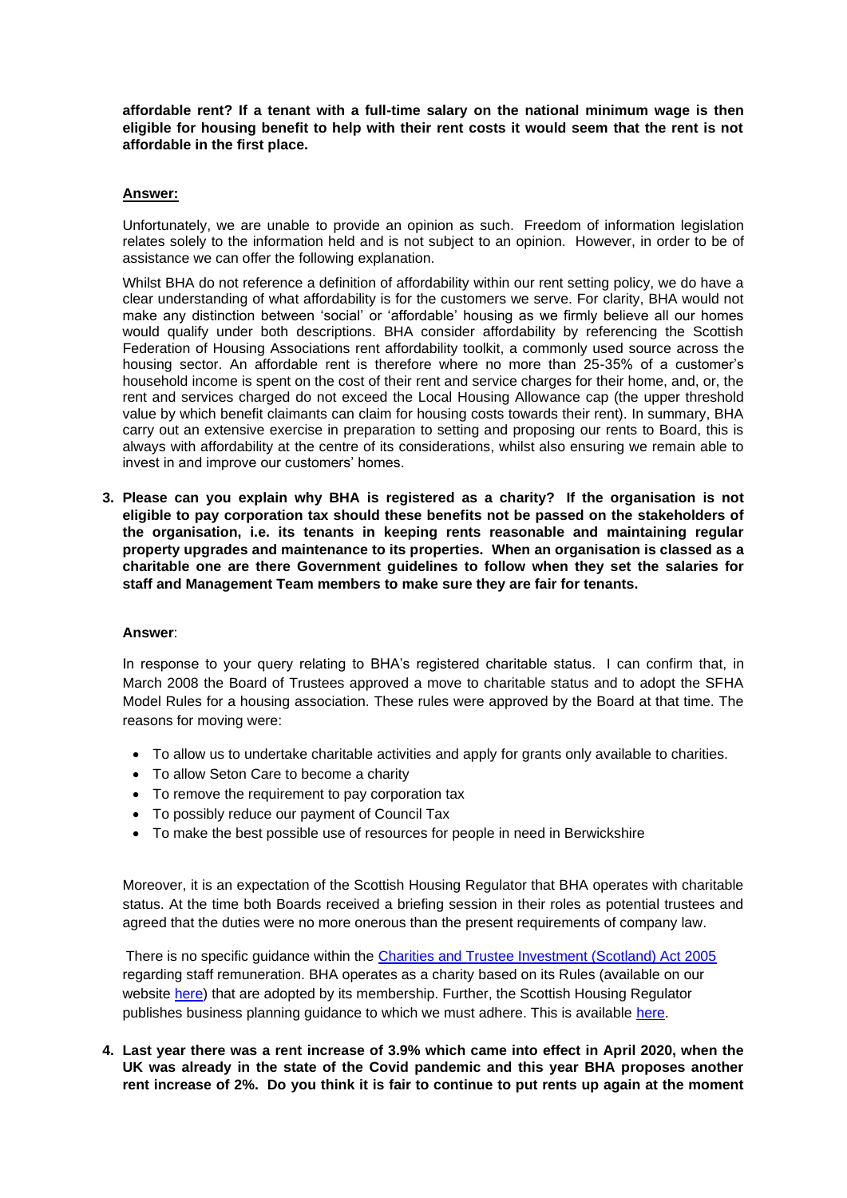**affordable rent? If a tenant with a full-time salary on the national minimum wage is then eligible for housing benefit to help with their rent costs it would seem that the rent is not affordable in the first place.**

**Answer:**

Unfortunately, we are unable to provide an opinion as such. Freedom of information legislation relates solely to the information held and is not subject to an opinion. However, in order to be of assistance we can offer the following explanation.

Whilst BHA do not reference a definition of affordability within our rent setting policy, we do have a clear understanding of what affordability is for the customers we serve. For clarity, BHA would not make any distinction between 'social' or 'affordable' housing as we firmly believe all our homes would qualify under both descriptions. BHA consider affordability by referencing the Scottish Federation of Housing Associations rent affordability toolkit, a commonly used source across the housing sector. An affordable rent is therefore where no more than 25-35% of a customer's household income is spent on the cost of their rent and service charges for their home, and, or, the rent and services charged do not exceed the Local Housing Allowance cap (the upper threshold value by which benefit claimants can claim for housing costs towards their rent). In summary, BHA carry out an extensive exercise in preparation to setting and proposing our rents to Board, this is always with affordability at the centre of its considerations, whilst also ensuring we remain able to invest in and improve our customers' homes.

3. **Please can you explain why BHA is registered as a charity? If the organisation is not eligible to pay corporation tax should these benefits not be passed on the stakeholders of the organisation, i.e. its tenants in keeping rents reasonable and maintaining regular property upgrades and maintenance to its properties. When an organisation is classed as a charitable one are there Government guidelines to follow when they set the salaries for staff and Management Team members to make sure they are fair for tenants.**

**Answer**:

In response to your query relating to BHA's registered charitable status. I can confirm that, in March 2008 the Board of Trustees approved a move to charitable status and to adopt the SFHA Model Rules for a housing association. These rules were approved by the Board at that time. The reasons for moving were:

- To allow us to undertake charitable activities and apply for grants only available to charities.
- To allow Seton Care to become a charity
- To remove the requirement to pay corporation tax
- To possibly reduce our payment of Council Tax
- To make the best possible use of resources for people in need in Berwickshire

Moreover, it is an expectation of the Scottish Housing Regulator that BHA operates with charitable status. At the time both Boards received a briefing session in their roles as potential trustees and agreed that the duties were no more onerous than the present requirements of company law.

There is no specific guidance within the Charities and Trustee Investment (Scotland) Act 2005 regarding staff remuneration. BHA operates as a charity based on its Rules (available on our website here) that are adopted by its membership. Further, the Scottish Housing Regulator publishes business planning guidance to which we must adhere. This is available here.

4. **Last year there was a rent increase of 3.9% which came into effect in April 2020, when the UK was already in the state of the Covid pandemic and this year BHA proposes another rent increase of 2%. Do you think it is fair to continue to put rents up again at the moment**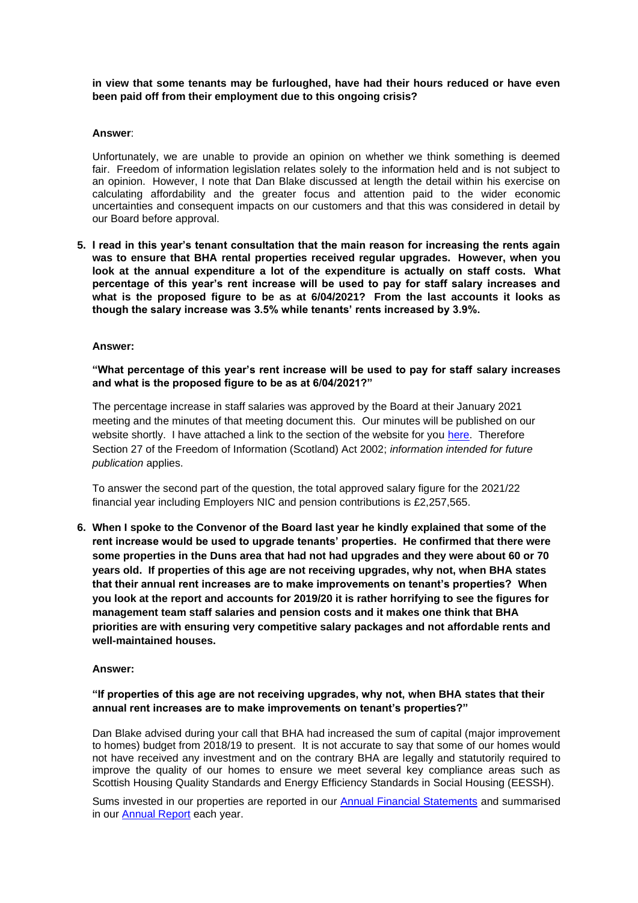**in view that some tenants may be furloughed, have had their hours reduced or have even been paid off from their employment due to this ongoing crisis?**

**Answer**:

Unfortunately, we are unable to provide an opinion on whether we think something is deemed fair. Freedom of information legislation relates solely to the information held and is not subject to an opinion. However, I note that Dan Blake discussed at length the detail within his exercise on calculating affordability and the greater focus and attention paid to the wider economic uncertainties and consequent impacts on our customers and that this was considered in detail by our Board before approval.

5. **I read in this year's tenant consultation that the main reason for increasing the rents again was to ensure that BHA rental properties received regular upgrades. However, when you look at the annual expenditure a lot of the expenditure is actually on staff costs. What percentage of this year's rent increase will be used to pay for staff salary increases and what is the proposed figure to be as at 6/04/2021? From the last accounts it looks as though the salary increase was 3.5% while tenants' rents increased by 3.9%.**

**Answer:**

**"What percentage of this year's rent increase will be used to pay for staff salary increases and what is the proposed figure to be as at 6/04/2021?"**

The percentage increase in staff salaries was approved by the Board at their January 2021 meeting and the minutes of that meeting document this. Our minutes will be published on our website shortly. I have attached a link to the section of the website for you here. Therefore Section 27 of the Freedom of Information (Scotland) Act 2002; *information intended for future publication* applies.

To answer the second part of the question, the total approved salary figure for the 2021/22 financial year including Employers NIC and pension contributions is £2,257,565.

6. **When I spoke to the Convenor of the Board last year he kindly explained that some of the rent increase would be used to upgrade tenants' properties. He confirmed that there were some properties in the Duns area that had not had upgrades and they were about 60 or 70 years old. If properties of this age are not receiving upgrades, why not, when BHA states that their annual rent increases are to make improvements on tenant's properties? When you look at the report and accounts for 2019/20 it is rather horrifying to see the figures for management team staff salaries and pension costs and it makes one think that BHA priorities are with ensuring very competitive salary packages and not affordable rents and well-maintained houses.**

**Answer:**

**"If properties of this age are not receiving upgrades, why not, when BHA states that their annual rent increases are to make improvements on tenant's properties?"**

Dan Blake advised during your call that BHA had increased the sum of capital (major improvement to homes) budget from 2018/19 to present. It is not accurate to say that some of our homes would not have received any investment and on the contrary BHA are legally and statutorily required to improve the quality of our homes to ensure we meet several key compliance areas such as Scottish Housing Quality Standards and Energy Efficiency Standards in Social Housing (EESSH).

Sums invested in our properties are reported in our Annual Financial Statements and summarised in our Annual Report each year.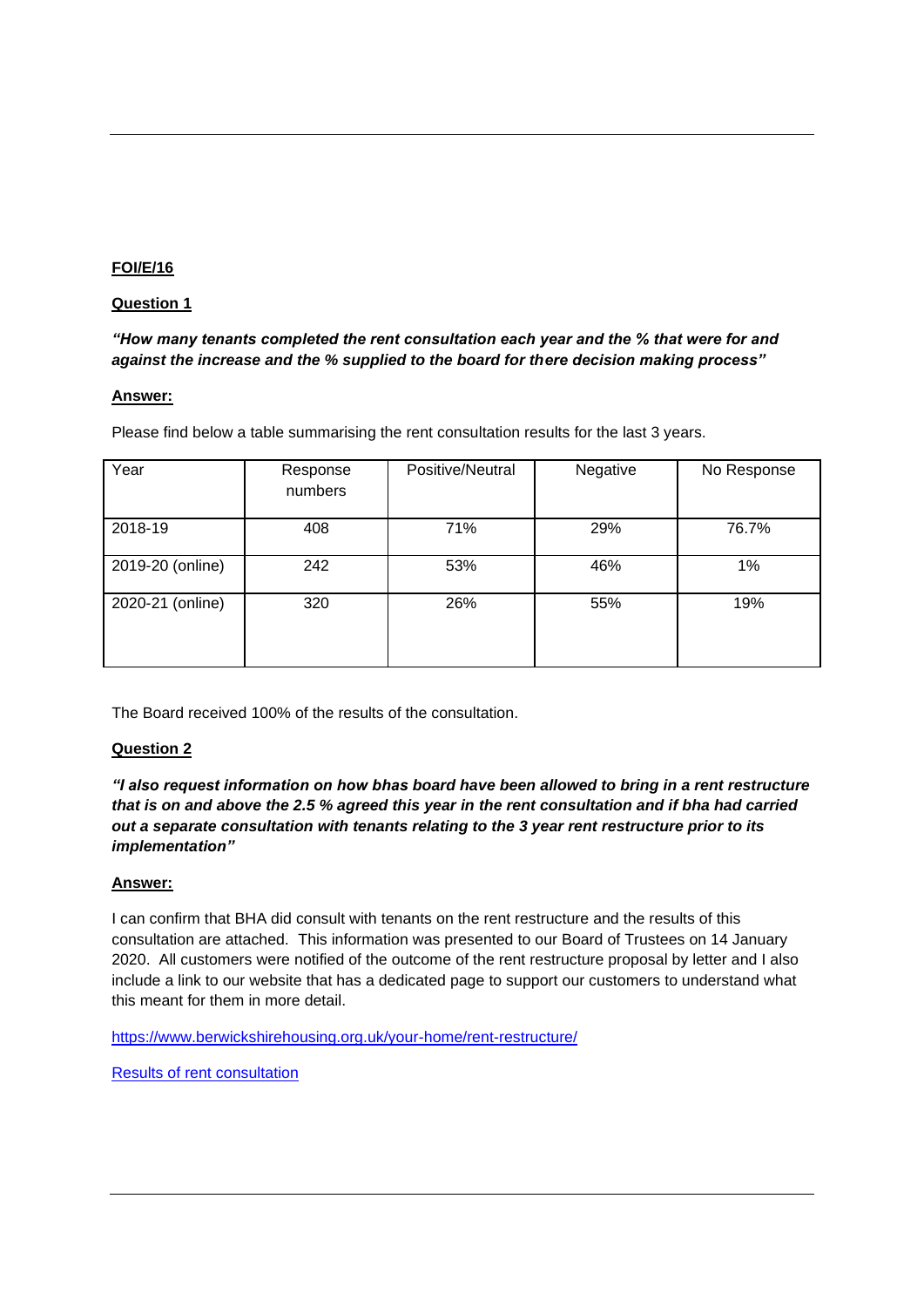**FOI/E/16**

**Question 1**

***"How many tenants completed the rent consultation each year and the % that were for and against the increase and the % supplied to the board for there decision making process"***

**Answer:**

Please find below a table summarising the rent consultation results for the last 3 years.

| Year | Response numbers | Positive/Neutral | Negative | No Response |
|---|---|---|---|---|
| 2018-19 | 408 | 71% | 29% | 76.7% |
| 2019-20 (online) | 242 | 53% | 46% | 1% |
| 2020-21 (online) | 320 | 26% | 55% | 19% |

The Board received 100% of the results of the consultation.

**Question 2**

***"I also request information on how bhas board have been allowed to bring in a rent restructure that is on and above the 2.5 % agreed this year in the rent consultation and if bha had carried out a separate consultation with tenants relating to the 3 year rent restructure prior to its implementation"***

**Answer:**

I can confirm that BHA did consult with tenants on the rent restructure and the results of this consultation are attached. This information was presented to our Board of Trustees on 14 January 2020. All customers were notified of the outcome of the rent restructure proposal by letter and I also include a link to our website that has a dedicated page to support our customers to understand what this meant for them in more detail.

https://www.berwickshirehousing.org.uk/your-home/rent-restructure/

Results of rent consultation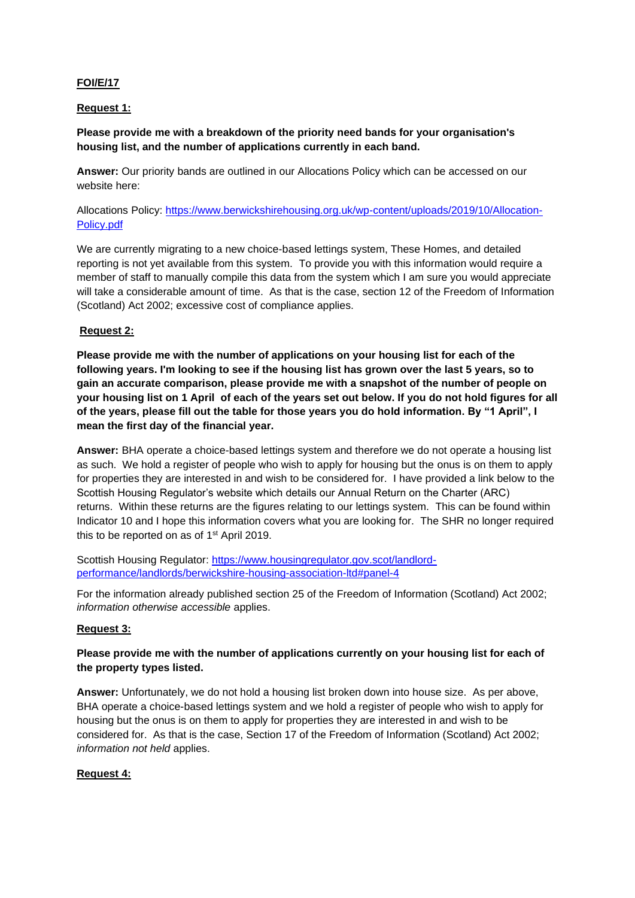**FOI/E/17**

**Request 1:**

**Please provide me with a breakdown of the priority need bands for your organisation's housing list, and the number of applications currently in each band.**

**Answer:** Our priority bands are outlined in our Allocations Policy which can be accessed on our website here:

Allocations Policy: [https://www.berwickshirehousing.org.uk/wp-content/uploads/2019/10/Allocation-Policy.pdf](https://www.berwickshirehousing.org.uk/wp-content/uploads/2019/10/Allocation-Policy.pdf)

We are currently migrating to a new choice-based lettings system, These Homes, and detailed reporting is not yet available from this system. To provide you with this information would require a member of staff to manually compile this data from the system which I am sure you would appreciate will take a considerable amount of time. As that is the case, section 12 of the Freedom of Information (Scotland) Act 2002; excessive cost of compliance applies.

**Request 2:**

**Please provide me with the number of applications on your housing list for each of the following years. I'm looking to see if the housing list has grown over the last 5 years, so to gain an accurate comparison, please provide me with a snapshot of the number of people on your housing list on 1 April of each of the years set out below. If you do not hold figures for all of the years, please fill out the table for those years you do hold information. By "1 April", I mean the first day of the financial year.**

**Answer:** BHA operate a choice-based lettings system and therefore we do not operate a housing list as such. We hold a register of people who wish to apply for housing but the onus is on them to apply for properties they are interested in and wish to be considered for. I have provided a link below to the Scottish Housing Regulator's website which details our Annual Return on the Charter (ARC) returns. Within these returns are the figures relating to our lettings system. This can be found within Indicator 10 and I hope this information covers what you are looking for. The SHR no longer required this to be reported on as of 1st April 2019.

Scottish Housing Regulator: [https://www.housingregulator.gov.scot/landlord-performance/landlords/berwickshire-housing-association-ltd#panel-4](https://www.housingregulator.gov.scot/landlord-performance/landlords/berwickshire-housing-association-ltd#panel-4)

For the information already published section 25 of the Freedom of Information (Scotland) Act 2002; *information otherwise accessible* applies.

**Request 3:**

**Please provide me with the number of applications currently on your housing list for each of the property types listed.**

**Answer:** Unfortunately, we do not hold a housing list broken down into house size. As per above, BHA operate a choice-based lettings system and we hold a register of people who wish to apply for housing but the onus is on them to apply for properties they are interested in and wish to be considered for. As that is the case, Section 17 of the Freedom of Information (Scotland) Act 2002; *information not held* applies.

**Request 4:**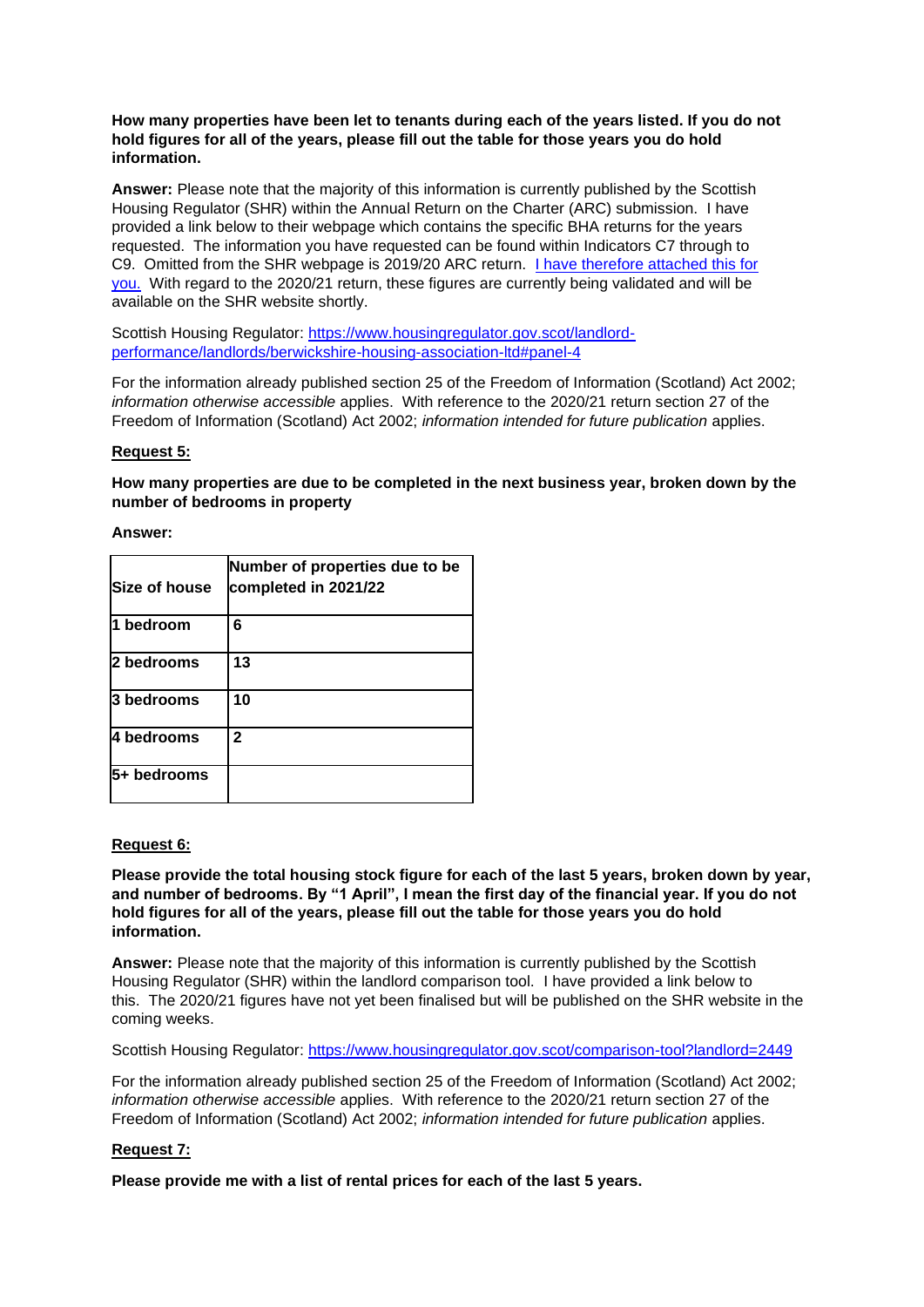**How many properties have been let to tenants during each of the years listed. If you do not hold figures for all of the years, please fill out the table for those years you do hold information.**

**Answer:** Please note that the majority of this information is currently published by the Scottish Housing Regulator (SHR) within the Annual Return on the Charter (ARC) submission. I have provided a link below to their webpage which contains the specific BHA returns for the years requested. The information you have requested can be found within Indicators C7 through to C9. Omitted from the SHR webpage is 2019/20 ARC return. [I have therefore attached this for you.] With regard to the 2020/21 return, these figures are currently being validated and will be available on the SHR website shortly.

Scottish Housing Regulator: https://www.housingregulator.gov.scot/landlord-performance/landlords/berwickshire-housing-association-ltd#panel-4

For the information already published section 25 of the Freedom of Information (Scotland) Act 2002; *information otherwise accessible* applies. With reference to the 2020/21 return section 27 of the Freedom of Information (Scotland) Act 2002; *information intended for future publication* applies.

**Request 5:**

**How many properties are due to be completed in the next business year, broken down by the number of bedrooms in property**

**Answer:**

| Size of house | Number of properties due to be completed in 2021/22 |
|---|---|
| 1 bedroom | 6 |
| 2 bedrooms | 13 |
| 3 bedrooms | 10 |
| 4 bedrooms | 2 |
| 5+ bedrooms | |

**Request 6:**

**Please provide the total housing stock figure for each of the last 5 years, broken down by year, and number of bedrooms. By "1 April", I mean the first day of the financial year. If you do not hold figures for all of the years, please fill out the table for those years you do hold information.**

**Answer:** Please note that the majority of this information is currently published by the Scottish Housing Regulator (SHR) within the landlord comparison tool. I have provided a link below to this. The 2020/21 figures have not yet been finalised but will be published on the SHR website in the coming weeks.

Scottish Housing Regulator: https://www.housingregulator.gov.scot/comparison-tool?landlord=2449

For the information already published section 25 of the Freedom of Information (Scotland) Act 2002; *information otherwise accessible* applies. With reference to the 2020/21 return section 27 of the Freedom of Information (Scotland) Act 2002; *information intended for future publication* applies.

**Request 7:**

**Please provide me with a list of rental prices for each of the last 5 years.**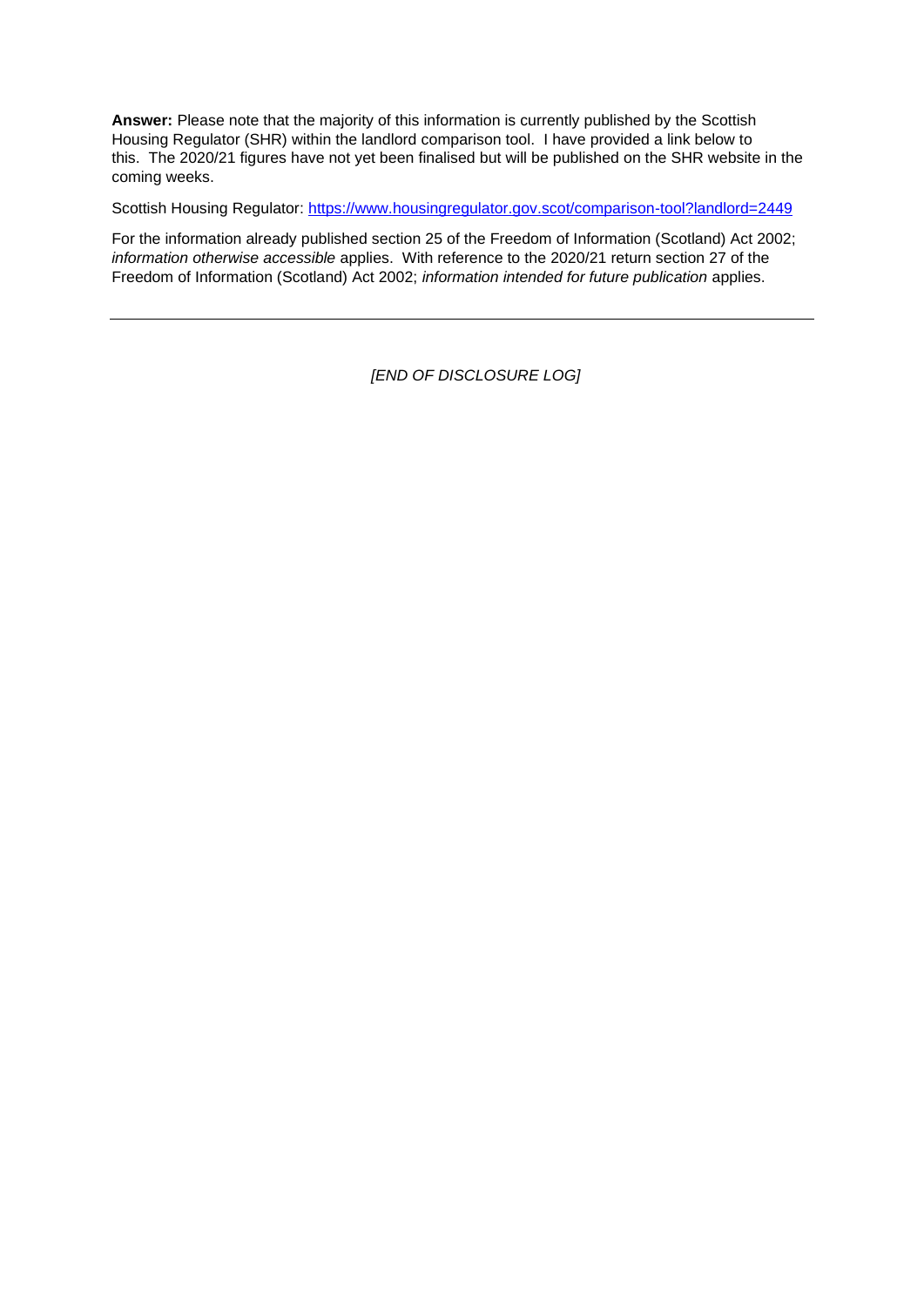**Answer:** Please note that the majority of this information is currently published by the Scottish Housing Regulator (SHR) within the landlord comparison tool. I have provided a link below to this. The 2020/21 figures have not yet been finalised but will be published on the SHR website in the coming weeks.

Scottish Housing Regulator: https://www.housingregulator.gov.scot/comparison-tool?landlord=2449

For the information already published section 25 of the Freedom of Information (Scotland) Act 2002; *information otherwise accessible* applies. With reference to the 2020/21 return section 27 of the Freedom of Information (Scotland) Act 2002; *information intended for future publication* applies.

---

*[END OF DISCLOSURE LOG]*